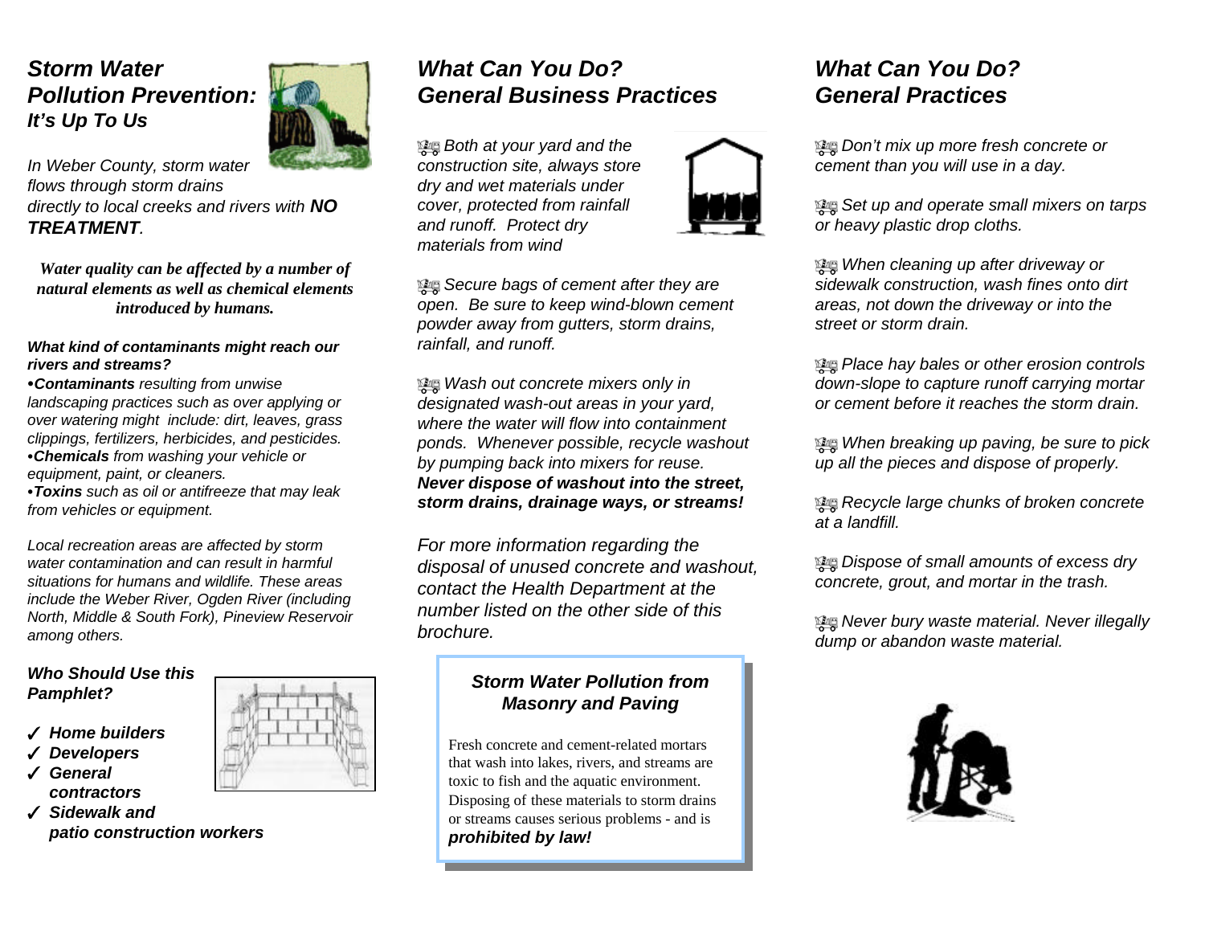## *Storm Water Pollution Prevention: It's Up To Us*

*In Weber County, storm water flows through storm drains directly to local creeks and rivers with* ***NO TREATMENT****.*

***Water quality can be affected by a number of natural elements as well as chemical elements introduced by humans.***

***What kind of contaminants might reach our rivers and streams?***

- ***Contaminants*** *resulting from unwise landscaping practices such as over applying or over watering might include: dirt, leaves, grass clippings, fertilizers, herbicides, and pesticides.*
- ***Chemicals*** *from washing your vehicle or equipment, paint, or cleaners.*
- ***Toxins*** *such as oil or antifreeze that may leak from vehicles or equipment.*

*Local recreation areas are affected by storm water contamination and can result in harmful situations for humans and wildlife. These areas include the Weber River, Ogden River (including North, Middle & South Fork), Pineview Reservoir among others.*

***Who Should Use this Pamphlet?***

- ✓ ***Home builders***
- ✓ ***Developers***
- ✓ ***General contractors***
- ✓ ***Sidewalk and patio construction workers***

## *What Can You Do? General Business Practices*

- *Both at your yard and the construction site, always store dry and wet materials under cover, protected from rainfall and runoff. Protect dry materials from wind*
- *Secure bags of cement after they are open. Be sure to keep wind-blown cement powder away from gutters, storm drains, rainfall, and runoff.*
- *Wash out concrete mixers only in designated wash-out areas in your yard, where the water will flow into containment ponds. Whenever possible, recycle washout by pumping back into mixers for reuse.* ***Never dispose of washout into the street, storm drains, drainage ways, or streams!***

*For more information regarding the disposal of unused concrete and washout, contact the Health Department at the number listed on the other side of this brochure.*

### *Storm Water Pollution from Masonry and Paving*

Fresh concrete and cement-related mortars that wash into lakes, rivers, and streams are toxic to fish and the aquatic environment. Disposing of these materials to storm drains or streams causes serious problems - and is ***prohibited by law!***

## *What Can You Do? General Practices*

- *Don't mix up more fresh concrete or cement than you will use in a day.*
- *Set up and operate small mixers on tarps or heavy plastic drop cloths.*
- *When cleaning up after driveway or sidewalk construction, wash fines onto dirt areas, not down the driveway or into the street or storm drain.*
- *Place hay bales or other erosion controls down-slope to capture runoff carrying mortar or cement before it reaches the storm drain.*
- *When breaking up paving, be sure to pick up all the pieces and dispose of properly.*
- *Recycle large chunks of broken concrete at a landfill.*
- *Dispose of small amounts of excess dry concrete, grout, and mortar in the trash.*
- *Never bury waste material. Never illegally dump or abandon waste material.*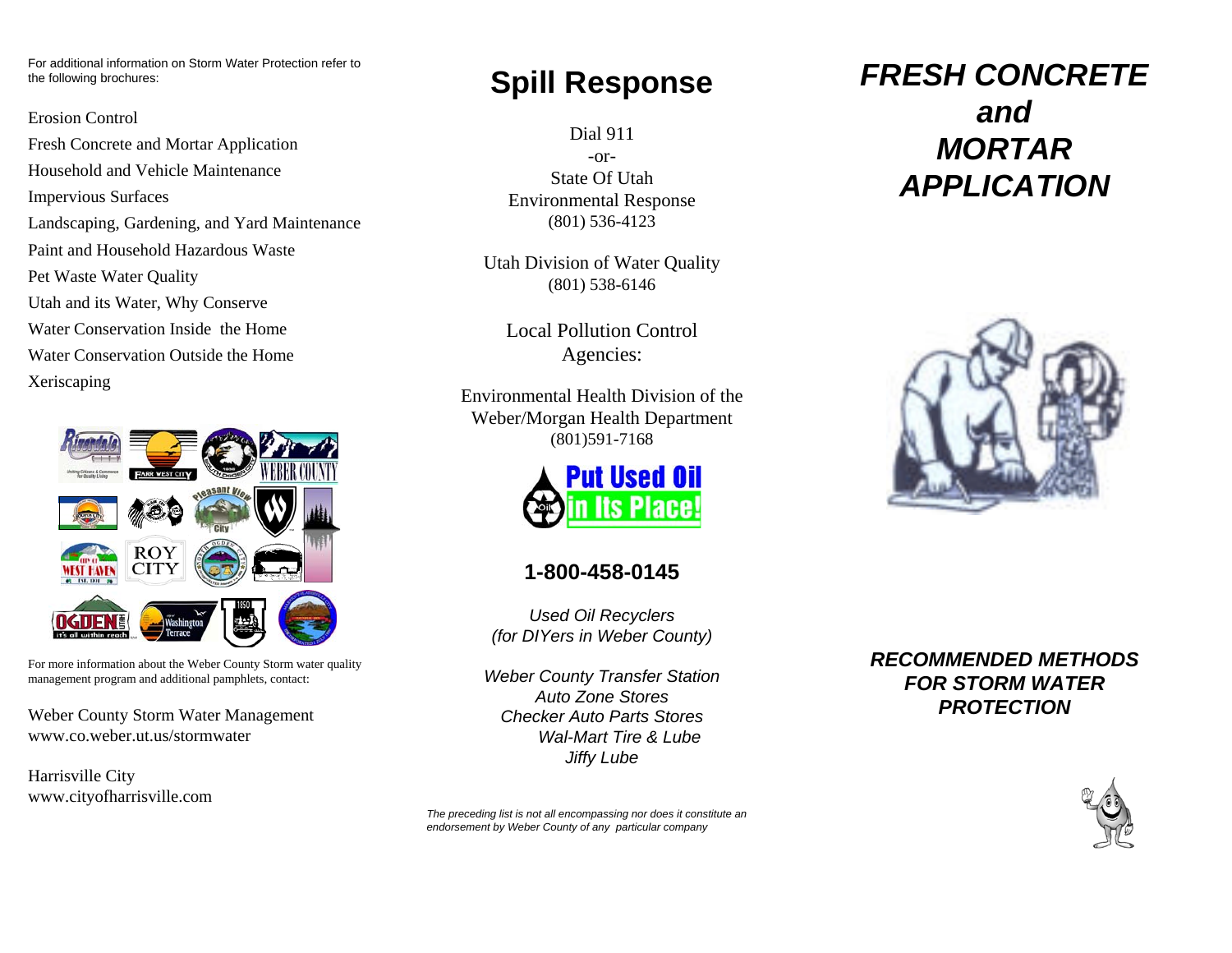For additional information on Storm Water Protection refer to the following brochures:

Erosion Control
Fresh Concrete and Mortar Application
Household and Vehicle Maintenance
Impervious Surfaces
Landscaping, Gardening, and Yard Maintenance
Paint and Household Hazardous Waste
Pet Waste Water Quality
Utah and its Water, Why Conserve
Water Conservation Inside the Home
Water Conservation Outside the Home
Xeriscaping

For more information about the Weber County Storm water quality management program and additional pamphlets, contact:

Weber County Storm Water Management
www.co.weber.ut.us/stormwater

Harrisville City
www.cityofharrisville.com

# Spill Response

Dial 911
-or-
State Of Utah
Environmental Response
(801) 536-4123

Utah Division of Water Quality
(801) 538-6146

Local Pollution Control
Agencies:

Environmental Health Division of the
Weber/Morgan Health Department
(801)591-7168

Put Used Oil in Its Place!

**1-800-458-0145**

*Used Oil Recyclers*
*(for DIYers in Weber County)*

*Weber County Transfer Station*
*Auto Zone Stores*
*Checker Auto Parts Stores*
*Wal-Mart Tire & Lube*
*Jiffy Lube*

*The preceding list is not all encompassing nor does it constitute an endorsement by Weber County of any particular company*

# *FRESH CONCRETE and MORTAR APPLICATION*

***RECOMMENDED METHODS FOR STORM WATER PROTECTION***